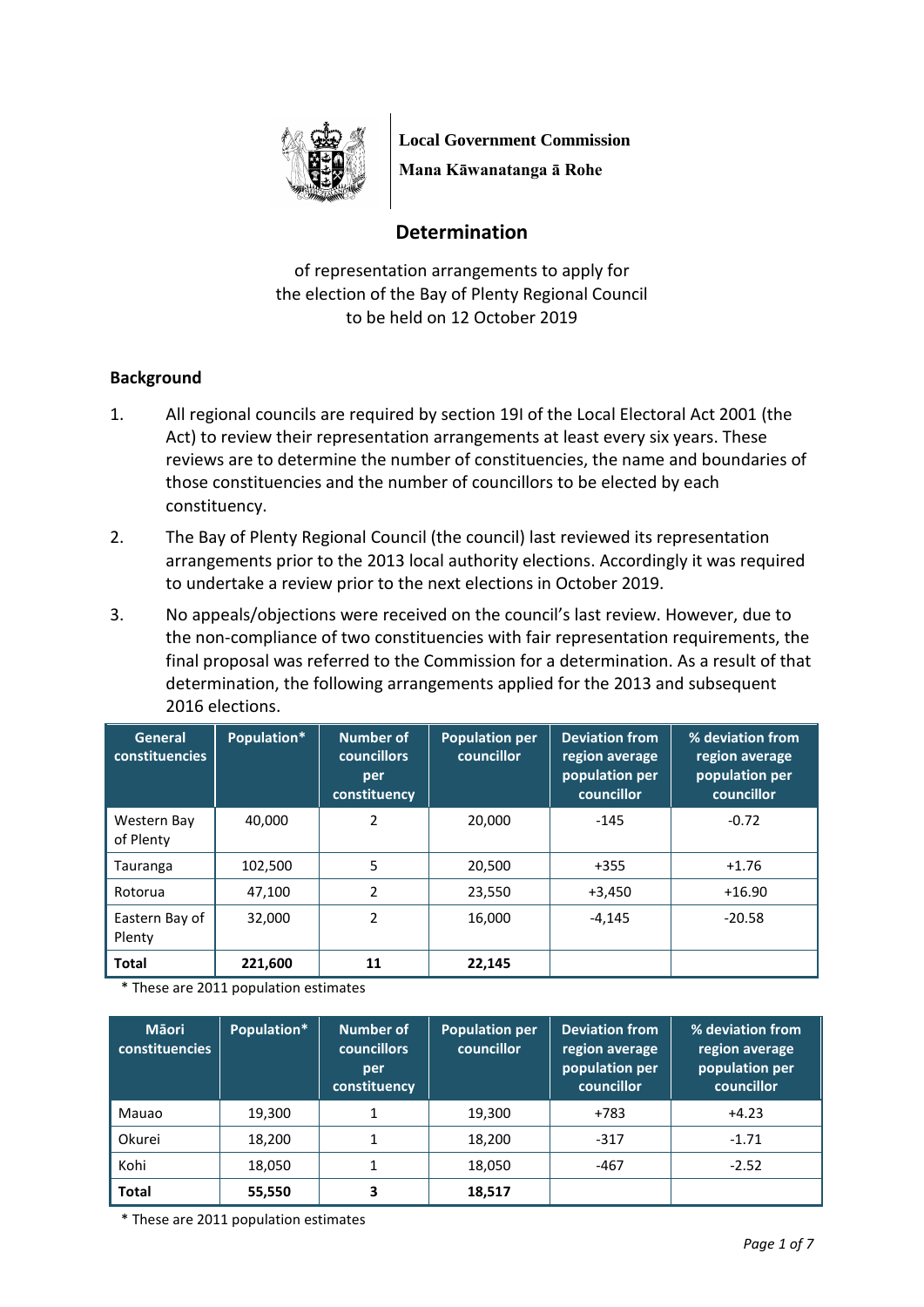**Local Government Commission**

**Mana Kāwanatanga ā Rohe**

# Determination

of representation arrangements to apply for the election of the Bay of Plenty Regional Council to be held on 12 October 2019

## Background

1. All regional councils are required by section 19I of the Local Electoral Act 2001 (the Act) to review their representation arrangements at least every six years. These reviews are to determine the number of constituencies, the name and boundaries of those constituencies and the number of councillors to be elected by each constituency.

2. The Bay of Plenty Regional Council (the council) last reviewed its representation arrangements prior to the 2013 local authority elections. Accordingly it was required to undertake a review prior to the next elections in October 2019.

3. No appeals/objections were received on the council's last review. However, due to the non-compliance of two constituencies with fair representation requirements, the final proposal was referred to the Commission for a determination. As a result of that determination, the following arrangements applied for the 2013 and subsequent 2016 elections.

| General constituencies | Population* | Number of councillors per constituency | Population per councillor | Deviation from region average population per councillor | % deviation from region average population per councillor |
|---|---|---|---|---|---|
| Western Bay of Plenty | 40,000 | 2 | 20,000 | -145 | -0.72 |
| Tauranga | 102,500 | 5 | 20,500 | +355 | +1.76 |
| Rotorua | 47,100 | 2 | 23,550 | +3,450 | +16.90 |
| Eastern Bay of Plenty | 32,000 | 2 | 16,000 | -4,145 | -20.58 |
| **Total** | **221,600** | **11** | **22,145** | | |

\* These are 2011 population estimates

| Māori constituencies | Population* | Number of councillors per constituency | Population per councillor | Deviation from region average population per councillor | % deviation from region average population per councillor |
|---|---|---|---|---|---|
| Mauao | 19,300 | 1 | 19,300 | +783 | +4.23 |
| Okurei | 18,200 | 1 | 18,200 | -317 | -1.71 |
| Kohi | 18,050 | 1 | 18,050 | -467 | -2.52 |
| **Total** | **55,550** | **3** | **18,517** | | |

\* These are 2011 population estimates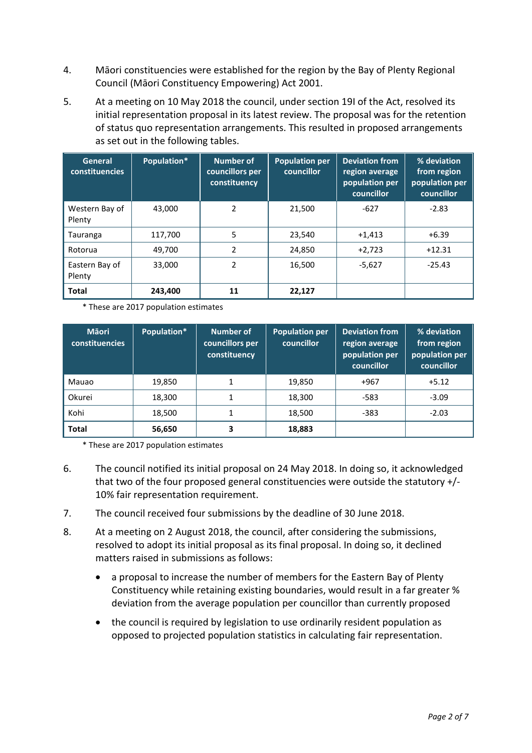4. Māori constituencies were established for the region by the Bay of Plenty Regional Council (Māori Constituency Empowering) Act 2001.

5. At a meeting on 10 May 2018 the council, under section 19I of the Act, resolved its initial representation proposal in its latest review. The proposal was for the retention of status quo representation arrangements. This resulted in proposed arrangements as set out in the following tables.

| General constituencies | Population* | Number of councillors per constituency | Population per councillor | Deviation from region average population per councillor | % deviation from region population per councillor |
|---|---|---|---|---|---|
| Western Bay of Plenty | 43,000 | 2 | 21,500 | -627 | -2.83 |
| Tauranga | 117,700 | 5 | 23,540 | +1,413 | +6.39 |
| Rotorua | 49,700 | 2 | 24,850 | +2,723 | +12.31 |
| Eastern Bay of Plenty | 33,000 | 2 | 16,500 | -5,627 | -25.43 |
| **Total** | **243,400** | **11** | **22,127** | | |

\* These are 2017 population estimates

| Māori constituencies | Population* | Number of councillors per constituency | Population per councillor | Deviation from region average population per councillor | % deviation from region population per councillor |
|---|---|---|---|---|---|
| Mauao | 19,850 | 1 | 19,850 | +967 | +5.12 |
| Okurei | 18,300 | 1 | 18,300 | -583 | -3.09 |
| Kohi | 18,500 | 1 | 18,500 | -383 | -2.03 |
| **Total** | **56,650** | **3** | **18,883** | | |

\* These are 2017 population estimates

6. The council notified its initial proposal on 24 May 2018. In doing so, it acknowledged that two of the four proposed general constituencies were outside the statutory +/-10% fair representation requirement.

7. The council received four submissions by the deadline of 30 June 2018.

8. At a meeting on 2 August 2018, the council, after considering the submissions, resolved to adopt its initial proposal as its final proposal. In doing so, it declined matters raised in submissions as follows:

   - a proposal to increase the number of members for the Eastern Bay of Plenty Constituency while retaining existing boundaries, would result in a far greater % deviation from the average population per councillor than currently proposed
   - the council is required by legislation to use ordinarily resident population as opposed to projected population statistics in calculating fair representation.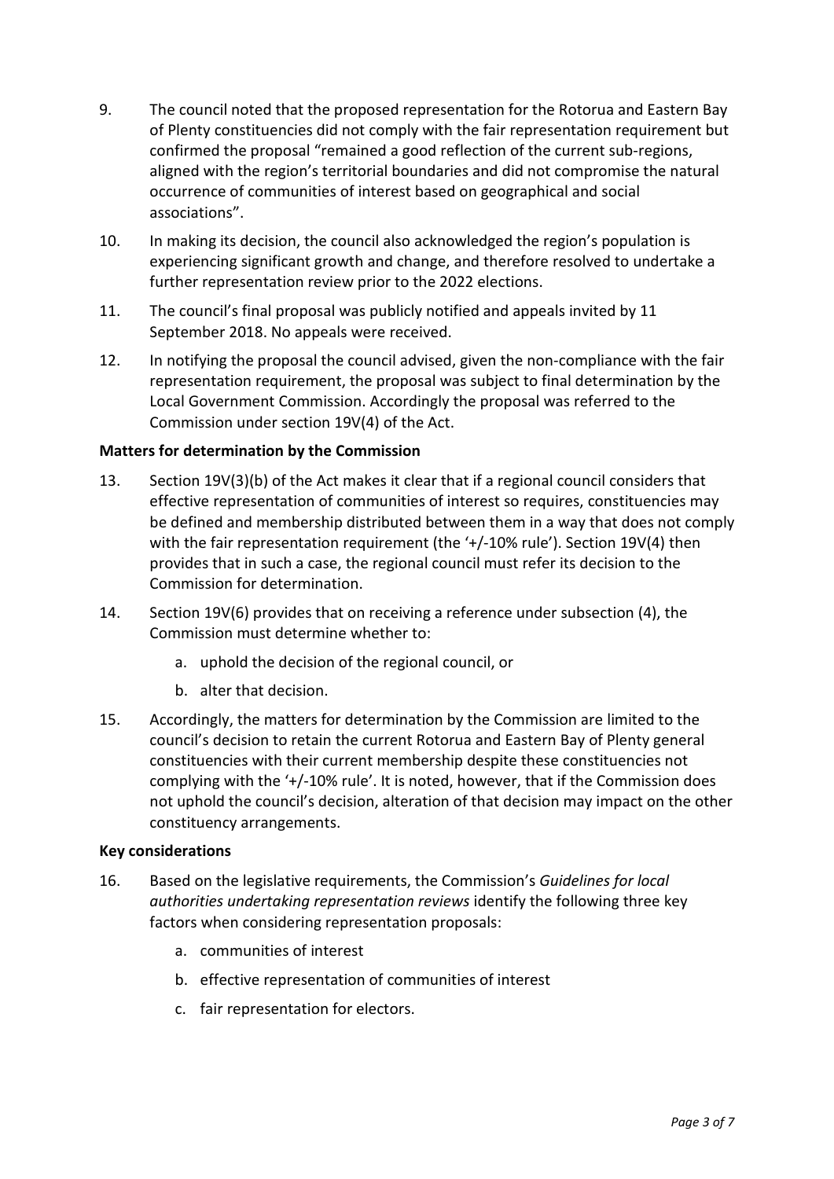9. The council noted that the proposed representation for the Rotorua and Eastern Bay of Plenty constituencies did not comply with the fair representation requirement but confirmed the proposal "remained a good reflection of the current sub-regions, aligned with the region's territorial boundaries and did not compromise the natural occurrence of communities of interest based on geographical and social associations".

10. In making its decision, the council also acknowledged the region's population is experiencing significant growth and change, and therefore resolved to undertake a further representation review prior to the 2022 elections.

11. The council's final proposal was publicly notified and appeals invited by 11 September 2018. No appeals were received.

12. In notifying the proposal the council advised, given the non-compliance with the fair representation requirement, the proposal was subject to final determination by the Local Government Commission. Accordingly the proposal was referred to the Commission under section 19V(4) of the Act.

**Matters for determination by the Commission**

13. Section 19V(3)(b) of the Act makes it clear that if a regional council considers that effective representation of communities of interest so requires, constituencies may be defined and membership distributed between them in a way that does not comply with the fair representation requirement (the '+/-10% rule'). Section 19V(4) then provides that in such a case, the regional council must refer its decision to the Commission for determination.

14. Section 19V(6) provides that on receiving a reference under subsection (4), the Commission must determine whether to:

    a. uphold the decision of the regional council, or

    b. alter that decision.

15. Accordingly, the matters for determination by the Commission are limited to the council's decision to retain the current Rotorua and Eastern Bay of Plenty general constituencies with their current membership despite these constituencies not complying with the '+/-10% rule'. It is noted, however, that if the Commission does not uphold the council's decision, alteration of that decision may impact on the other constituency arrangements.

**Key considerations**

16. Based on the legislative requirements, the Commission's *Guidelines for local authorities undertaking representation reviews* identify the following three key factors when considering representation proposals:

    a. communities of interest

    b. effective representation of communities of interest

    c. fair representation for electors.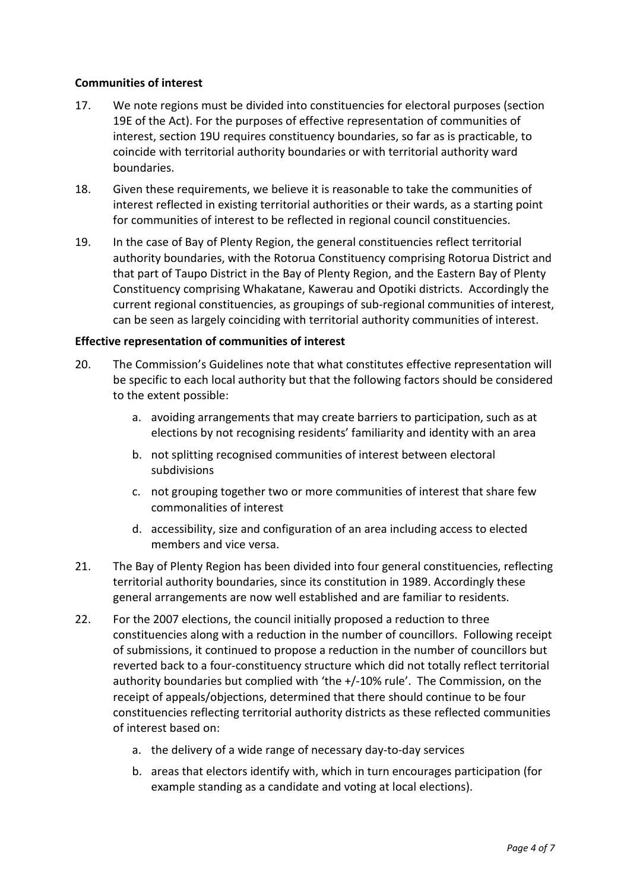**Communities of interest**

17. We note regions must be divided into constituencies for electoral purposes (section 19E of the Act). For the purposes of effective representation of communities of interest, section 19U requires constituency boundaries, so far as is practicable, to coincide with territorial authority boundaries or with territorial authority ward boundaries.

18. Given these requirements, we believe it is reasonable to take the communities of interest reflected in existing territorial authorities or their wards, as a starting point for communities of interest to be reflected in regional council constituencies.

19. In the case of Bay of Plenty Region, the general constituencies reflect territorial authority boundaries, with the Rotorua Constituency comprising Rotorua District and that part of Taupo District in the Bay of Plenty Region, and the Eastern Bay of Plenty Constituency comprising Whakatane, Kawerau and Opotiki districts. Accordingly the current regional constituencies, as groupings of sub-regional communities of interest, can be seen as largely coinciding with territorial authority communities of interest.

**Effective representation of communities of interest**

20. The Commission's Guidelines note that what constitutes effective representation will be specific to each local authority but that the following factors should be considered to the extent possible:

    a. avoiding arrangements that may create barriers to participation, such as at elections by not recognising residents' familiarity and identity with an area

    b. not splitting recognised communities of interest between electoral subdivisions

    c. not grouping together two or more communities of interest that share few commonalities of interest

    d. accessibility, size and configuration of an area including access to elected members and vice versa.

21. The Bay of Plenty Region has been divided into four general constituencies, reflecting territorial authority boundaries, since its constitution in 1989. Accordingly these general arrangements are now well established and are familiar to residents.

22. For the 2007 elections, the council initially proposed a reduction to three constituencies along with a reduction in the number of councillors. Following receipt of submissions, it continued to propose a reduction in the number of councillors but reverted back to a four-constituency structure which did not totally reflect territorial authority boundaries but complied with 'the +/-10% rule'. The Commission, on the receipt of appeals/objections, determined that there should continue to be four constituencies reflecting territorial authority districts as these reflected communities of interest based on:

    a. the delivery of a wide range of necessary day-to-day services

    b. areas that electors identify with, which in turn encourages participation (for example standing as a candidate and voting at local elections).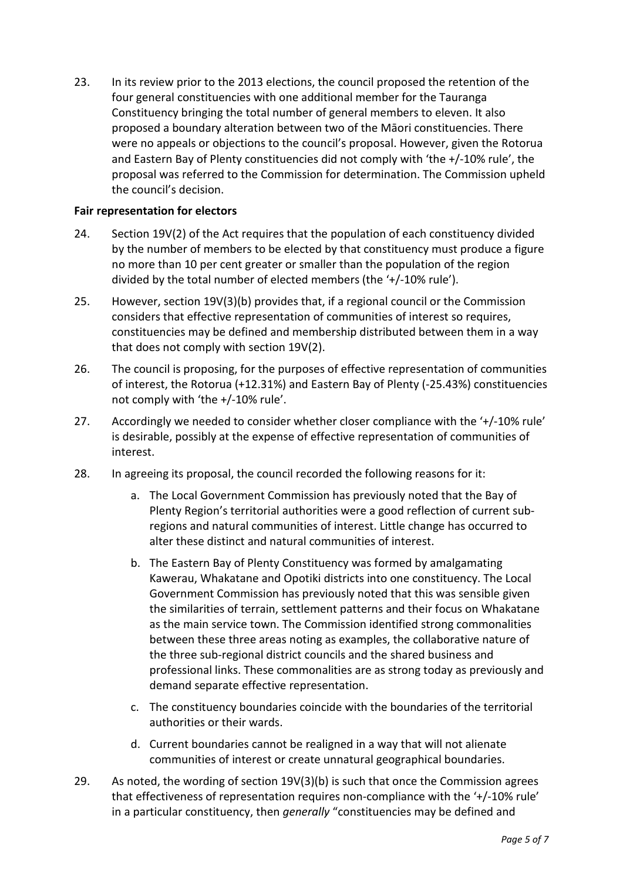23. In its review prior to the 2013 elections, the council proposed the retention of the four general constituencies with one additional member for the Tauranga Constituency bringing the total number of general members to eleven. It also proposed a boundary alteration between two of the Māori constituencies. There were no appeals or objections to the council's proposal. However, given the Rotorua and Eastern Bay of Plenty constituencies did not comply with 'the +/-10% rule', the proposal was referred to the Commission for determination. The Commission upheld the council's decision.

**Fair representation for electors**

24. Section 19V(2) of the Act requires that the population of each constituency divided by the number of members to be elected by that constituency must produce a figure no more than 10 per cent greater or smaller than the population of the region divided by the total number of elected members (the '+/-10% rule').

25. However, section 19V(3)(b) provides that, if a regional council or the Commission considers that effective representation of communities of interest so requires, constituencies may be defined and membership distributed between them in a way that does not comply with section 19V(2).

26. The council is proposing, for the purposes of effective representation of communities of interest, the Rotorua (+12.31%) and Eastern Bay of Plenty (-25.43%) constituencies not comply with 'the +/-10% rule'.

27. Accordingly we needed to consider whether closer compliance with the '+/-10% rule' is desirable, possibly at the expense of effective representation of communities of interest.

28. In agreeing its proposal, the council recorded the following reasons for it:

    a. The Local Government Commission has previously noted that the Bay of Plenty Region's territorial authorities were a good reflection of current sub-regions and natural communities of interest. Little change has occurred to alter these distinct and natural communities of interest.

    b. The Eastern Bay of Plenty Constituency was formed by amalgamating Kawerau, Whakatane and Opotiki districts into one constituency. The Local Government Commission has previously noted that this was sensible given the similarities of terrain, settlement patterns and their focus on Whakatane as the main service town. The Commission identified strong commonalities between these three areas noting as examples, the collaborative nature of the three sub-regional district councils and the shared business and professional links. These commonalities are as strong today as previously and demand separate effective representation.

    c. The constituency boundaries coincide with the boundaries of the territorial authorities or their wards.

    d. Current boundaries cannot be realigned in a way that will not alienate communities of interest or create unnatural geographical boundaries.

29. As noted, the wording of section 19V(3)(b) is such that once the Commission agrees that effectiveness of representation requires non-compliance with the '+/-10% rule' in a particular constituency, then *generally* "constituencies may be defined and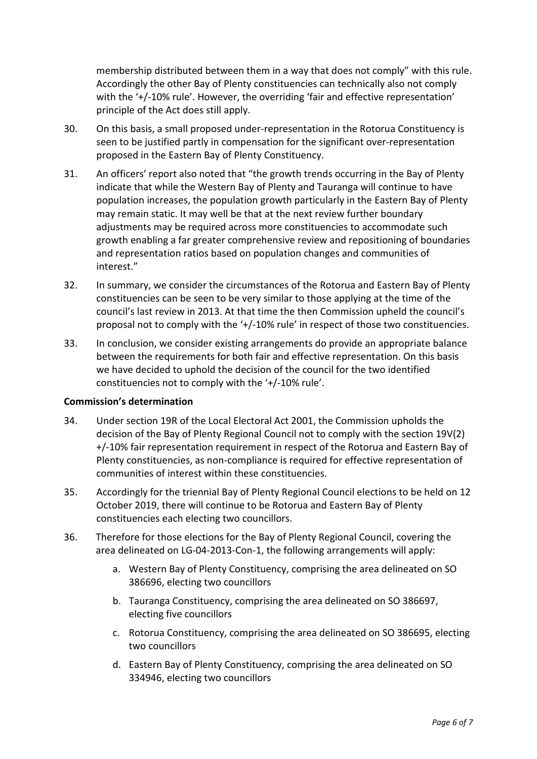membership distributed between them in a way that does not comply" with this rule. Accordingly the other Bay of Plenty constituencies can technically also not comply with the '+/-10% rule'. However, the overriding 'fair and effective representation' principle of the Act does still apply.

30. On this basis, a small proposed under-representation in the Rotorua Constituency is seen to be justified partly in compensation for the significant over-representation proposed in the Eastern Bay of Plenty Constituency.

31. An officers' report also noted that "the growth trends occurring in the Bay of Plenty indicate that while the Western Bay of Plenty and Tauranga will continue to have population increases, the population growth particularly in the Eastern Bay of Plenty may remain static. It may well be that at the next review further boundary adjustments may be required across more constituencies to accommodate such growth enabling a far greater comprehensive review and repositioning of boundaries and representation ratios based on population changes and communities of interest."

32. In summary, we consider the circumstances of the Rotorua and Eastern Bay of Plenty constituencies can be seen to be very similar to those applying at the time of the council's last review in 2013. At that time the then Commission upheld the council's proposal not to comply with the '+/-10% rule' in respect of those two constituencies.

33. In conclusion, we consider existing arrangements do provide an appropriate balance between the requirements for both fair and effective representation. On this basis we have decided to uphold the decision of the council for the two identified constituencies not to comply with the '+/-10% rule'.

**Commission's determination**

34. Under section 19R of the Local Electoral Act 2001, the Commission upholds the decision of the Bay of Plenty Regional Council not to comply with the section 19V(2) +/-10% fair representation requirement in respect of the Rotorua and Eastern Bay of Plenty constituencies, as non-compliance is required for effective representation of communities of interest within these constituencies.

35. Accordingly for the triennial Bay of Plenty Regional Council elections to be held on 12 October 2019, there will continue to be Rotorua and Eastern Bay of Plenty constituencies each electing two councillors.

36. Therefore for those elections for the Bay of Plenty Regional Council, covering the area delineated on LG-04-2013-Con-1, the following arrangements will apply:

    a. Western Bay of Plenty Constituency, comprising the area delineated on SO 386696, electing two councillors

    b. Tauranga Constituency, comprising the area delineated on SO 386697, electing five councillors

    c. Rotorua Constituency, comprising the area delineated on SO 386695, electing two councillors

    d. Eastern Bay of Plenty Constituency, comprising the area delineated on SO 334946, electing two councillors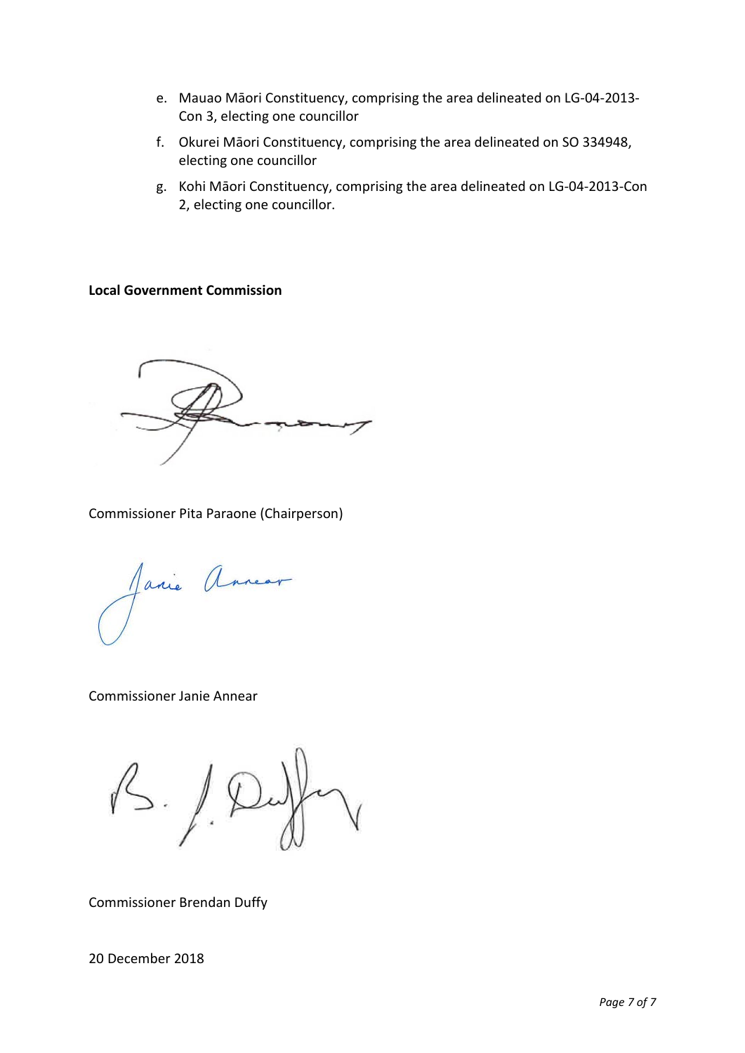e. Mauao Māori Constituency, comprising the area delineated on LG-04-2013-Con 3, electing one councillor

f. Okurei Māori Constituency, comprising the area delineated on SO 334948, electing one councillor

g. Kohi Māori Constituency, comprising the area delineated on LG-04-2013-Con 2, electing one councillor.

**Local Government Commission**

Commissioner Pita Paraone (Chairperson)

Commissioner Janie Annear

Commissioner Brendan Duffy

20 December 2018